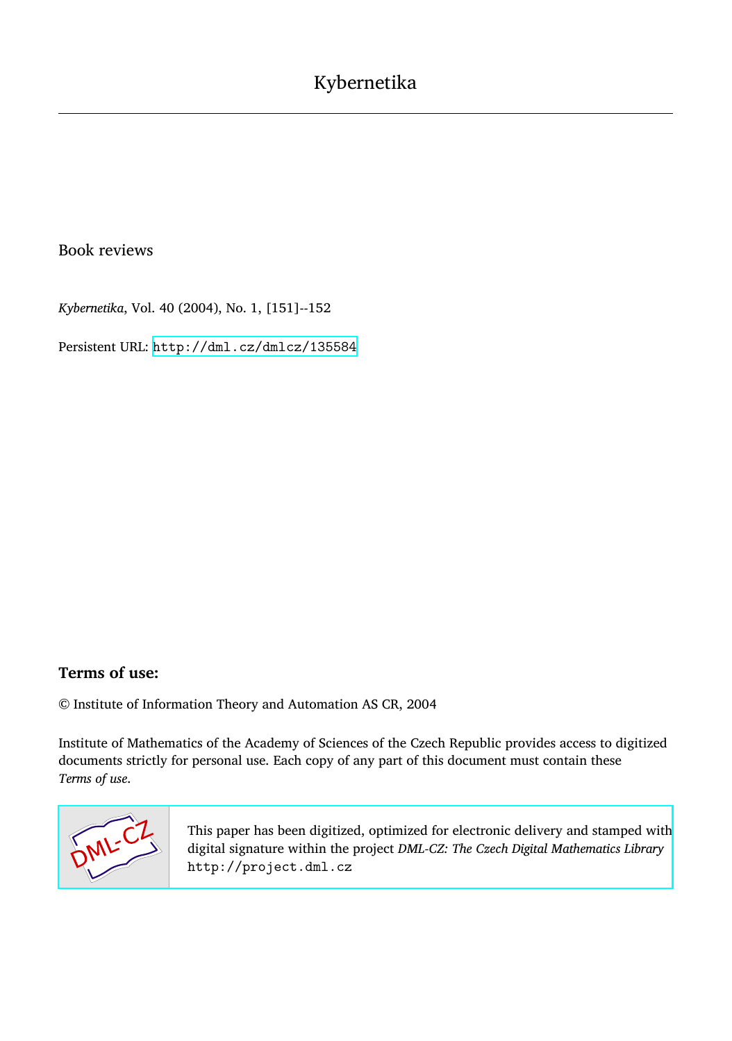# Kybernetika

Book reviews

*Kybernetika*, Vol. 40 (2004), No. 1, [151]--152

Persistent URL: http://dml.cz/dmlcz/135584

**Terms of use:**

© Institute of Information Theory and Automation AS CR, 2004

Institute of Mathematics of the Academy of Sciences of the Czech Republic provides access to digitized documents strictly for personal use. Each copy of any part of this document must contain these *Terms of use*.

This paper has been digitized, optimized for electronic delivery and stamped with digital signature within the project *DML-CZ: The Czech Digital Mathematics Library* http://project.dml.cz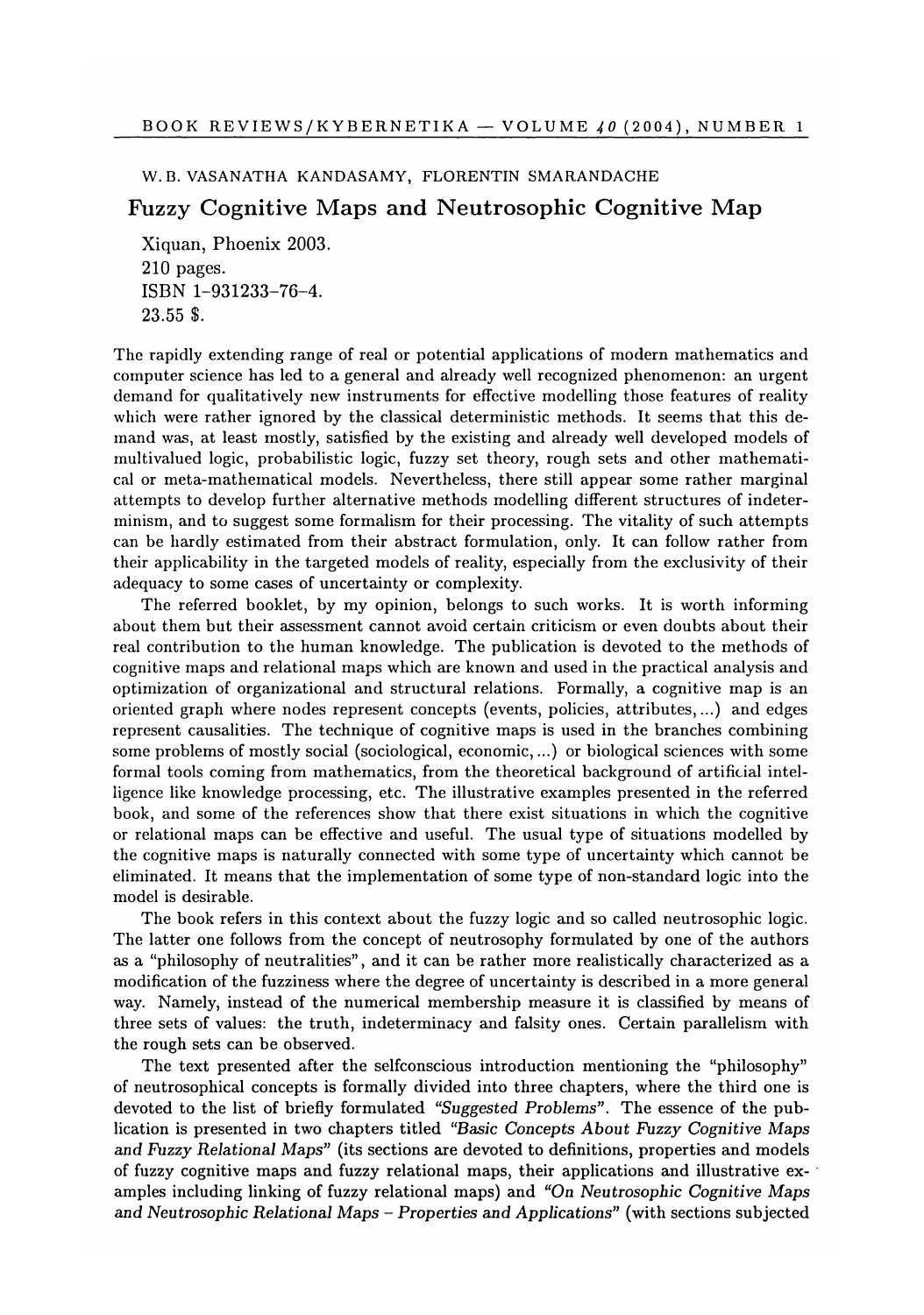W. B. VASANATHA KANDASAMY, FLORENTIN SMARANDACHE

## Fuzzy Cognitive Maps and Neutrosophic Cognitive Map

Xiquan, Phoenix 2003.
210 pages.
ISBN 1-931233-76-4.
23.55 $.

The rapidly extending range of real or potential applications of modern mathematics and computer science has led to a general and already well recognized phenomenon: an urgent demand for qualitatively new instruments for effective modelling those features of reality which were rather ignored by the classical deterministic methods. It seems that this demand was, at least mostly, satisfied by the existing and already well developed models of multivalued logic, probabilistic logic, fuzzy set theory, rough sets and other mathematical or meta-mathematical models. Nevertheless, there still appear some rather marginal attempts to develop further alternative methods modelling different structures of indeterminism, and to suggest some formalism for their processing. The vitality of such attempts can be hardly estimated from their abstract formulation, only. It can follow rather from their applicability in the targeted models of reality, especially from the exclusivity of their adequacy to some cases of uncertainty or complexity.

The referred booklet, by my opinion, belongs to such works. It is worth informing about them but their assessment cannot avoid certain criticism or even doubts about their real contribution to the human knowledge. The publication is devoted to the methods of cognitive maps and relational maps which are known and used in the practical analysis and optimization of organizational and structural relations. Formally, a cognitive map is an oriented graph where nodes represent concepts (events, policies, attributes,...) and edges represent causalities. The technique of cognitive maps is used in the branches combining some problems of mostly social (sociological, economic,...) or biological sciences with some formal tools coming from mathematics, from the theoretical background of artificial intelligence like knowledge processing, etc. The illustrative examples presented in the referred book, and some of the references show that there exist situations in which the cognitive or relational maps can be effective and useful. The usual type of situations modelled by the cognitive maps is naturally connected with some type of uncertainty which cannot be eliminated. It means that the implementation of some type of non-standard logic into the model is desirable.

The book refers in this context about the fuzzy logic and so called neutrosophic logic. The latter one follows from the concept of neutrosophy formulated by one of the authors as a "philosophy of neutralities", and it can be rather more realistically characterized as a modification of the fuzziness where the degree of uncertainty is described in a more general way. Namely, instead of the numerical membership measure it is classified by means of three sets of values: the truth, indeterminacy and falsity ones. Certain parallelism with the rough sets can be observed.

The text presented after the selfconscious introduction mentioning the "philosophy" of neutrosophical concepts is formally divided into three chapters, where the third one is devoted to the list of briefly formulated *"Suggested Problems"*. The essence of the publication is presented in two chapters titled *"Basic Concepts About Fuzzy Cognitive Maps and Fuzzy Relational Maps"* (its sections are devoted to definitions, properties and models of fuzzy cognitive maps and fuzzy relational maps, their applications and illustrative examples including linking of fuzzy relational maps) and *"On Neutrosophic Cognitive Maps and Neutrosophic Relational Maps – Properties and Applications"* (with sections subjected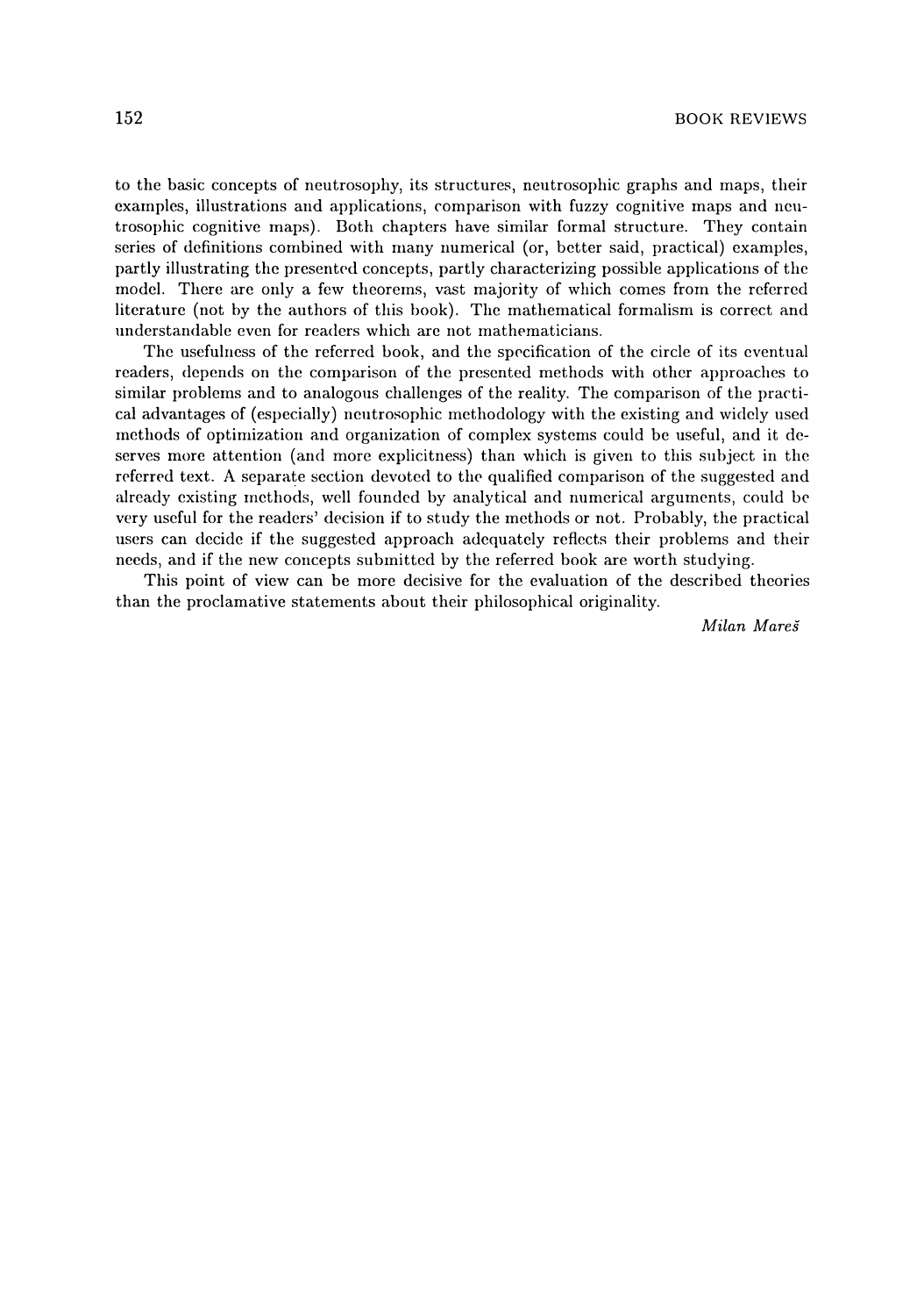to the basic concepts of neutrosophy, its structures, neutrosophic graphs and maps, their examples, illustrations and applications, comparison with fuzzy cognitive maps and neutrosophic cognitive maps). Both chapters have similar formal structure. They contain series of definitions combined with many numerical (or, better said, practical) examples, partly illustrating the presented concepts, partly characterizing possible applications of the model. There are only a few theorems, vast majority of which comes from the referred literature (not by the authors of this book). The mathematical formalism is correct and understandable even for readers which are not mathematicians.

The usefulness of the referred book, and the specification of the circle of its eventual readers, depends on the comparison of the presented methods with other approaches to similar problems and to analogous challenges of the reality. The comparison of the practical advantages of (especially) neutrosophic methodology with the existing and widely used methods of optimization and organization of complex systems could be useful, and it deserves more attention (and more explicitness) than which is given to this subject in the referred text. A separate section devoted to the qualified comparison of the suggested and already existing methods, well founded by analytical and numerical arguments, could be very useful for the readers' decision if to study the methods or not. Probably, the practical users can decide if the suggested approach adequately reflects their problems and their needs, and if the new concepts submitted by the referred book are worth studying.

This point of view can be more decisive for the evaluation of the described theories than the proclamative statements about their philosophical originality.

*Milan Mareš*